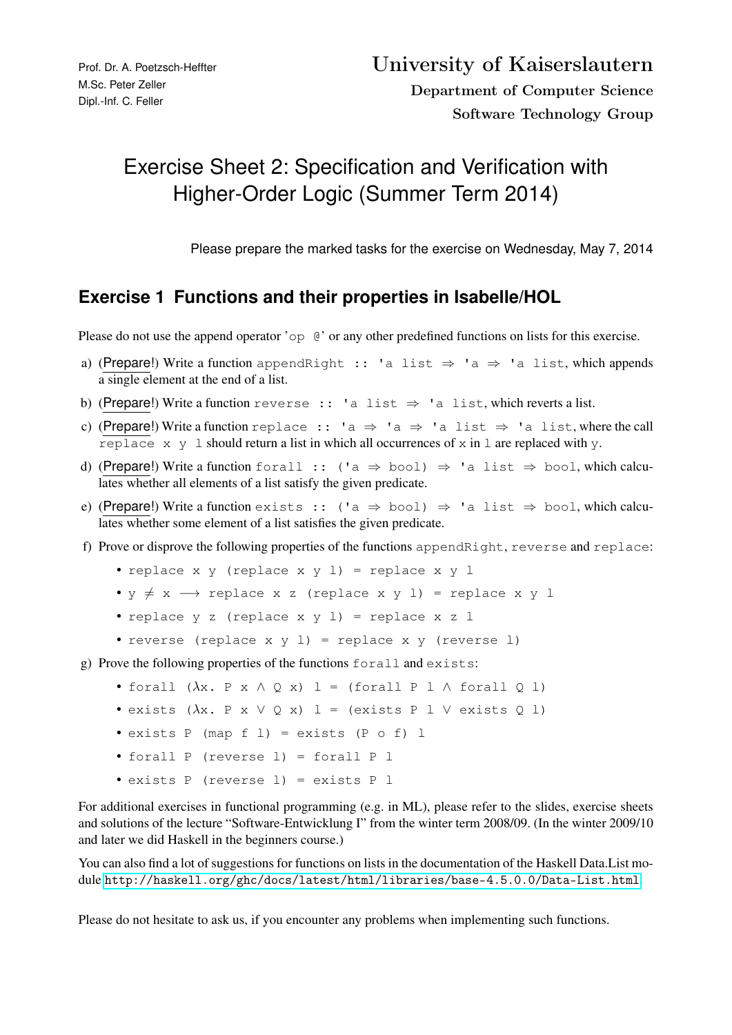Prof. Dr. A. Poetzsch-Heffter
M.Sc. Peter Zeller
Dipl.-Inf. C. Feller

University of Kaiserslautern
Department of Computer Science
Software Technology Group

# Exercise Sheet 2: Specification and Verification with Higher-Order Logic (Summer Term 2014)

Please prepare the marked tasks for the exercise on Wednesday, May 7, 2014

## Exercise 1 Functions and their properties in Isabelle/HOL

Please do not use the append operator '`op @`' or any other predefined functions on lists for this exercise.

a) (Prepare!) Write a function `appendRight :: 'a list ⇒ 'a ⇒ 'a list`, which appends a single element at the end of a list.

b) (Prepare!) Write a function `reverse :: 'a list ⇒ 'a list`, which reverts a list.

c) (Prepare!) Write a function `replace :: 'a ⇒ 'a ⇒ 'a list ⇒ 'a list`, where the call `replace x y l` should return a list in which all occurrences of `x` in `l` are replaced with `y`.

d) (Prepare!) Write a function `forall :: ('a ⇒ bool) ⇒ 'a list ⇒ bool`, which calculates whether all elements of a list satisfy the given predicate.

e) (Prepare!) Write a function `exists :: ('a ⇒ bool) ⇒ 'a list ⇒ bool`, which calculates whether some element of a list satisfies the given predicate.

f) Prove or disprove the following properties of the functions `appendRight`, `reverse` and `replace`:

- `replace x y (replace x y l) = replace x y l`
- `y ≠ x ⟶ replace x z (replace x y l) = replace x y l`
- `replace y z (replace x y l) = replace x z l`
- `reverse (replace x y l) = replace x y (reverse l)`

g) Prove the following properties of the functions `forall` and `exists`:

- `forall (λx. P x ∧ Q x) l = (forall P l ∧ forall Q l)`
- `exists (λx. P x ∨ Q x) l = (exists P l ∨ exists Q l)`
- `exists P (map f l) = exists (P o f) l`
- `forall P (reverse l) = forall P l`
- `exists P (reverse l) = exists P l`

For additional exercises in functional programming (e.g. in ML), please refer to the slides, exercise sheets and solutions of the lecture "Software-Entwicklung I" from the winter term 2008/09. (In the winter 2009/10 and later we did Haskell in the beginners course.)

You can also find a lot of suggestions for functions on lists in the documentation of the Haskell Data.List module http://haskell.org/ghc/docs/latest/html/libraries/base-4.5.0.0/Data-List.html.

Please do not hesitate to ask us, if you encounter any problems when implementing such functions.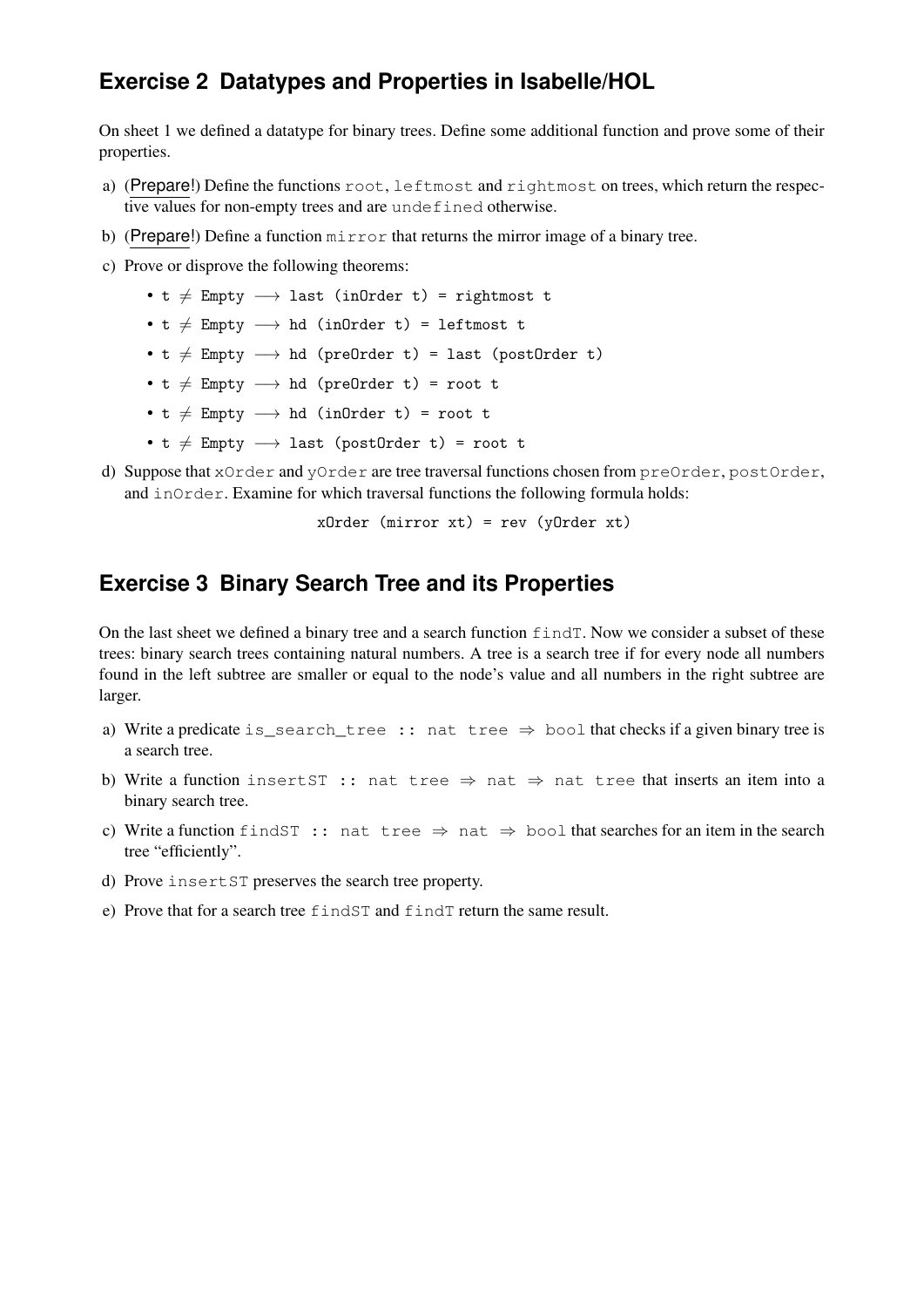## Exercise 2 Datatypes and Properties in Isabelle/HOL

On sheet 1 we defined a datatype for binary trees. Define some additional function and prove some of their properties.

a) (Prepare!) Define the functions `root`, `leftmost` and `rightmost` on trees, which return the respective values for non-empty trees and are `undefined` otherwise.

b) (Prepare!) Define a function `mirror` that returns the mirror image of a binary tree.

c) Prove or disprove the following theorems:

- `t ≠ Empty ⟶ last (inOrder t) = rightmost t`
- `t ≠ Empty ⟶ hd (inOrder t) = leftmost t`
- `t ≠ Empty ⟶ hd (preOrder t) = last (postOrder t)`
- `t ≠ Empty ⟶ hd (preOrder t) = root t`
- `t ≠ Empty ⟶ hd (inOrder t) = root t`
- `t ≠ Empty ⟶ last (postOrder t) = root t`

d) Suppose that `xOrder` and `yOrder` are tree traversal functions chosen from `preOrder`, `postOrder`, and `inOrder`. Examine for which traversal functions the following formula holds:

```
xOrder (mirror xt) = rev (yOrder xt)
```

## Exercise 3 Binary Search Tree and its Properties

On the last sheet we defined a binary tree and a search function `findT`. Now we consider a subset of these trees: binary search trees containing natural numbers. A tree is a search tree if for every node all numbers found in the left subtree are smaller or equal to the node's value and all numbers in the right subtree are larger.

a) Write a predicate `is_search_tree :: nat tree ⇒ bool` that checks if a given binary tree is a search tree.

b) Write a function `insertST :: nat tree ⇒ nat ⇒ nat tree` that inserts an item into a binary search tree.

c) Write a function `findST :: nat tree ⇒ nat ⇒ bool` that searches for an item in the search tree "efficiently".

d) Prove `insertST` preserves the search tree property.

e) Prove that for a search tree `findST` and `findT` return the same result.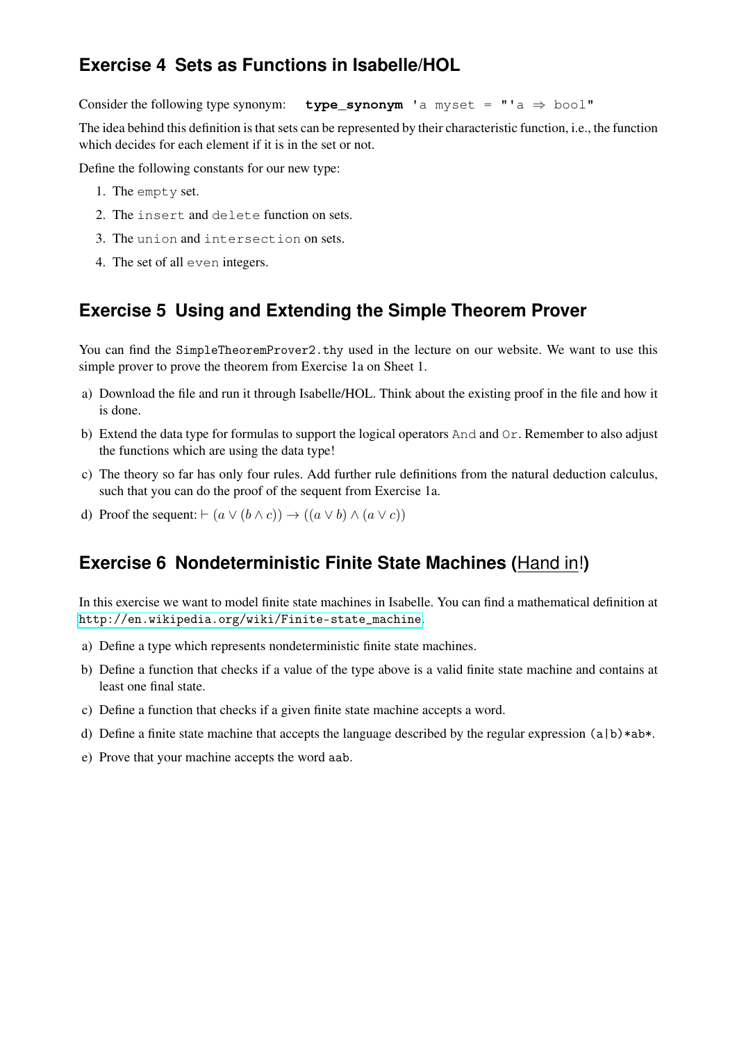## Exercise 4 Sets as Functions in Isabelle/HOL

Consider the following type synonym: **type_synonym** `'a myset = "'a ⇒ bool"`

The idea behind this definition is that sets can be represented by their characteristic function, i.e., the function which decides for each element if it is in the set or not.

Define the following constants for our new type:

1. The `empty` set.
2. The `insert` and `delete` function on sets.
3. The `union` and `intersection` on sets.
4. The set of all `even` integers.

## Exercise 5 Using and Extending the Simple Theorem Prover

You can find the `SimpleTheoremProver2.thy` used in the lecture on our website. We want to use this simple prover to prove the theorem from Exercise 1a on Sheet 1.

a) Download the file and run it through Isabelle/HOL. Think about the existing proof in the file and how it is done.

b) Extend the data type for formulas to support the logical operators `And` and `Or`. Remember to also adjust the functions which are using the data type!

c) The theory so far has only four rules. Add further rule definitions from the natural deduction calculus, such that you can do the proof of the sequent from Exercise 1a.

d) Proof the sequent: $\vdash (a \vee (b \wedge c)) \rightarrow ((a \vee b) \wedge (a \vee c))$

## Exercise 6 Nondeterministic Finite State Machines (Hand in!)

In this exercise we want to model finite state machines in Isabelle. You can find a mathematical definition at `http://en.wikipedia.org/wiki/Finite-state_machine`.

a) Define a type which represents nondeterministic finite state machines.

b) Define a function that checks if a value of the type above is a valid finite state machine and contains at least one final state.

c) Define a function that checks if a given finite state machine accepts a word.

d) Define a finite state machine that accepts the language described by the regular expression `(a|b)*ab*`.

e) Prove that your machine accepts the word `aab`.